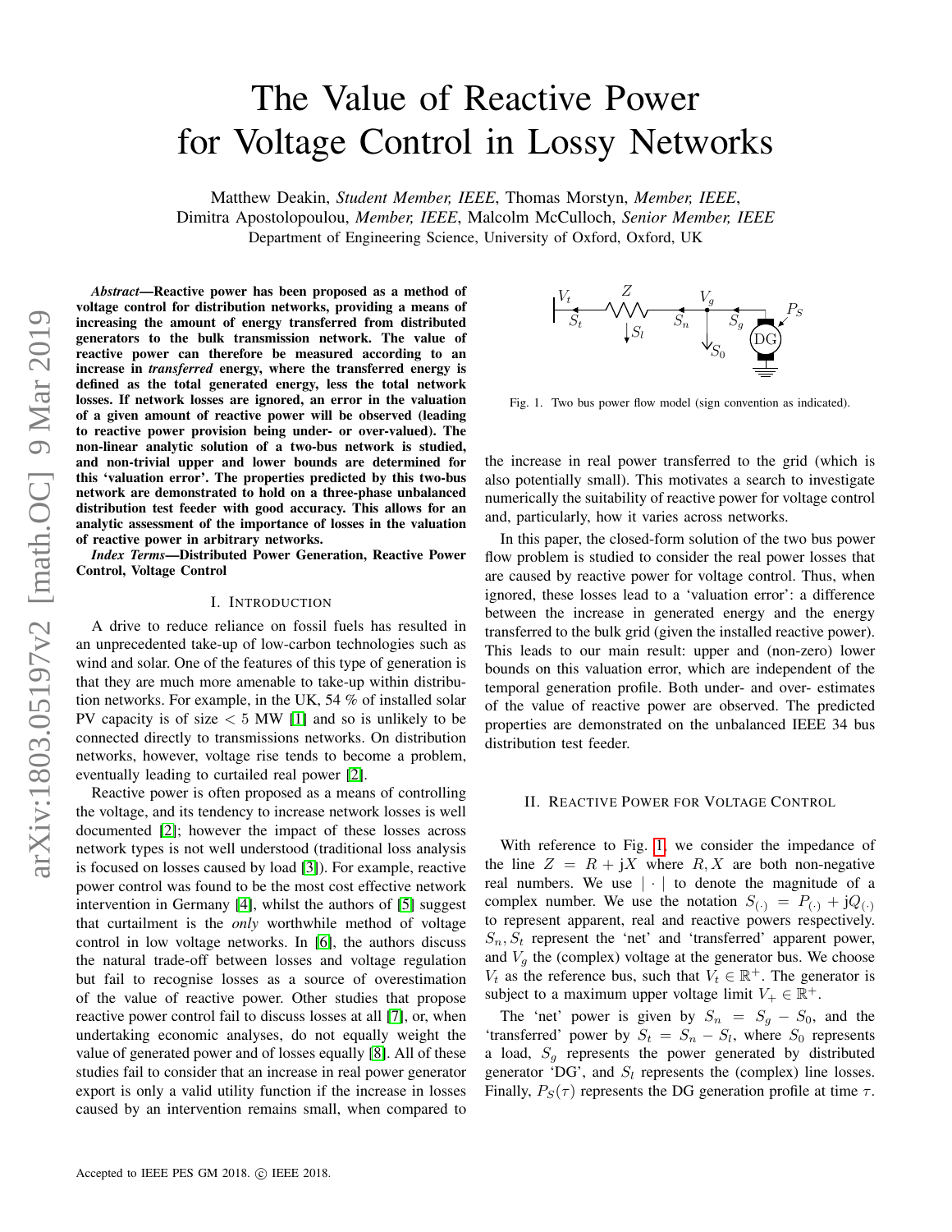# The Value of Reactive Power for Voltage Control in Lossy Networks

Matthew Deakin, *Student Member, IEEE*, Thomas Morstyn, *Member, IEEE*, Dimitra Apostolopoulou, *Member, IEEE*, Malcolm McCulloch, *Senior Member, IEEE*
Department of Engineering Science, University of Oxford, Oxford, UK

***Abstract*—Reactive power has been proposed as a method of voltage control for distribution networks, providing a means of increasing the amount of energy transferred from distributed generators to the bulk transmission network. The value of reactive power can therefore be measured according to an increase in *transferred* energy, where the transferred energy is defined as the total generated energy, less the total network losses. If network losses are ignored, an error in the valuation of a given amount of reactive power will be observed (leading to reactive power provision being under- or over-valued). The non-linear analytic solution of a two-bus network is studied, and non-trivial upper and lower bounds are determined for this 'valuation error'. The properties predicted by this two-bus network are demonstrated to hold on a three-phase unbalanced distribution test feeder with good accuracy. This allows for an analytic assessment of the importance of losses in the valuation of reactive power in arbitrary networks.**

***Index Terms*—Distributed Power Generation, Reactive Power Control, Voltage Control**

## I. Introduction

A drive to reduce reliance on fossil fuels has resulted in an unprecedented take-up of low-carbon technologies such as wind and solar. One of the features of this type of generation is that they are much more amenable to take-up within distribution networks. For example, in the UK, 54 % of installed solar PV capacity is of size $< 5$ MW [1] and so is unlikely to be connected directly to transmissions networks. On distribution networks, however, voltage rise tends to become a problem, eventually leading to curtailed real power [2].

Reactive power is often proposed as a means of controlling the voltage, and its tendency to increase network losses is well documented [2]; however the impact of these losses across network types is not well understood (traditional loss analysis is focused on losses caused by load [3]). For example, reactive power control was found to be the most cost effective network intervention in Germany [4], whilst the authors of [5] suggest that curtailment is the *only* worthwhile method of voltage control in low voltage networks. In [6], the authors discuss the natural trade-off between losses and voltage regulation but fail to recognise losses as a source of overestimation of the value of reactive power. Other studies that propose reactive power control fail to discuss losses at all [7], or, when undertaking economic analyses, do not equally weight the value of generated power and of losses equally [8]. All of these studies fail to consider that an increase in real power generator export is only a valid utility function if the increase in losses caused by an intervention remains small, when compared to the increase in real power transferred to the grid (which is also potentially small). This motivates a search to investigate numerically the suitability of reactive power for voltage control and, particularly, how it varies across networks.

In this paper, the closed-form solution of the two bus power flow problem is studied to consider the real power losses that are caused by reactive power for voltage control. Thus, when ignored, these losses lead to a 'valuation error': a difference between the increase in generated energy and the energy transferred to the bulk grid (given the installed reactive power). This leads to our main result: upper and (non-zero) lower bounds on this valuation error, which are independent of the temporal generation profile. Both under- and over- estimates of the value of reactive power are observed. The predicted properties are demonstrated on the unbalanced IEEE 34 bus distribution test feeder.

Fig. 1. Two bus power flow model (sign convention as indicated).

## II. Reactive Power for Voltage Control

With reference to Fig. 1, we consider the impedance of the line $Z = R + \mathrm{j}X$ where $R, X$ are both non-negative real numbers. We use $|\cdot|$ to denote the magnitude of a complex number. We use the notation $S_{(\cdot)} = P_{(\cdot)} + \mathrm{j}Q_{(\cdot)}$ to represent apparent, real and reactive powers respectively. $S_n, S_t$ represent the 'net' and 'transferred' apparent power, and $V_g$ the (complex) voltage at the generator bus. We choose $V_t$ as the reference bus, such that $V_t \in \mathbb{R}^+$. The generator is subject to a maximum upper voltage limit $V_+ \in \mathbb{R}^+$.

The 'net' power is given by $S_n = S_g - S_0$, and the 'transferred' power by $S_t = S_n - S_l$, where $S_0$ represents a load, $S_g$ represents the power generated by distributed generator 'DG', and $S_l$ represents the (complex) line losses. Finally, $P_S(\tau)$ represents the DG generation profile at time $\tau$.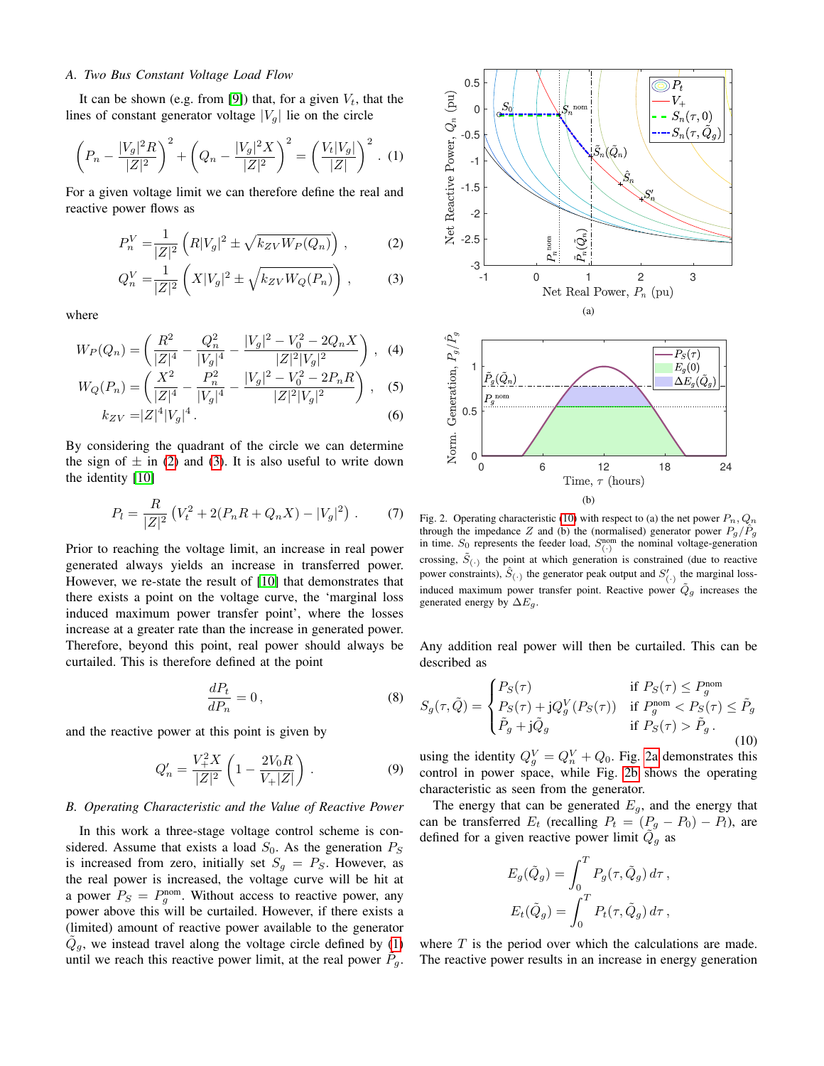### A. Two Bus Constant Voltage Load Flow

It can be shown (e.g. from [9]) that, for a given $V_t$, that the lines of constant generator voltage $|V_g|$ lie on the circle

$$\left(P_n - \frac{|V_g|^2 R}{|Z|^2}\right)^2 + \left(Q_n - \frac{|V_g|^2 X}{|Z|^2}\right)^2 = \left(\frac{V_t|V_g|}{|Z|}\right)^2 . \quad (1)$$

For a given voltage limit we can therefore define the real and reactive power flows as

$$P_n^V = \frac{1}{|Z|^2}\left(R|V_g|^2 \pm \sqrt{k_{ZV} W_P(Q_n)}\right) , \quad (2)$$

$$Q_n^V = \frac{1}{|Z|^2}\left(X|V_g|^2 \pm \sqrt{k_{ZV} W_Q(P_n)}\right) , \quad (3)$$

where

$$W_P(Q_n) = \left(\frac{R^2}{|Z|^4} - \frac{Q_n^2}{|V_g|^4} - \frac{|V_g|^2 - V_0^2 - 2Q_n X}{|Z|^2|V_g|^2}\right) , \quad (4)$$

$$W_Q(P_n) = \left(\frac{X^2}{|Z|^4} - \frac{P_n^2}{|V_g|^4} - \frac{|V_g|^2 - V_0^2 - 2P_n R}{|Z|^2|V_g|^2}\right) , \quad (5)$$

$$k_{ZV} = |Z|^4 |V_g|^4 . \quad (6)$$

By considering the quadrant of the circle we can determine the sign of $\pm$ in (2) and (3). It is also useful to write down the identity [10]

$$P_l = \frac{R}{|Z|^2}\left(V_t^2 + 2(P_n R + Q_n X) - |V_g|^2\right) . \quad (7)$$

Prior to reaching the voltage limit, an increase in real power generated always yields an increase in transferred power. However, we re-state the result of [10] that demonstrates that there exists a point on the voltage curve, the 'marginal loss induced maximum power transfer point', where the losses increase at a greater rate than the increase in generated power. Therefore, beyond this point, real power should always be curtailed. This is therefore defined at the point

$$\frac{dP_t}{dP_n} = 0 , \quad (8)$$

and the reactive power at this point is given by

$$Q_n' = \frac{V_+^2 X}{|Z|^2}\left(1 - \frac{2V_0 R}{V_+|Z|}\right) . \quad (9)$$

### B. Operating Characteristic and the Value of Reactive Power

In this work a three-stage voltage control scheme is considered. Assume that exists a load $S_0$. As the generation $P_S$ is increased from zero, initially set $S_g = P_S$. However, as the real power is increased, the voltage curve will be hit at a power $P_S = P_g^{\text{nom}}$. Without access to reactive power, any power above this will be curtailed. However, if there exists a (limited) amount of reactive power available to the generator $\tilde{Q}_g$, we instead travel along the voltage circle defined by (1) until we reach this reactive power limit, at the real power $\tilde{P}_g$.

Fig. 2. Operating characteristic (10) with respect to (a) the net power $P_n, Q_n$ through the impedance $Z$ and (b) the (normalised) generator power $P_g/\hat{P}_g$ in time. $S_0$ represents the feeder load, $S_{(\cdot)}^{\text{nom}}$ the nominal voltage-generation crossing, $\tilde{S}_{(\cdot)}$ the point at which generation is constrained (due to reactive power constraints), $\hat{S}_{(\cdot)}$ the generator peak output and $S_{(\cdot)}'$ the marginal loss-induced maximum power transfer point. Reactive power $\tilde{Q}_g$ increases the generated energy by $\Delta E_g$.

Any addition real power will then be curtailed. This can be described as

$$S_g(\tau, \tilde{Q}) = \begin{cases} P_S(\tau) & \text{if } P_S(\tau) \leq P_g^{\text{nom}} \\ P_S(\tau) + \mathrm{j}Q_g^V(P_S(\tau)) & \text{if } P_g^{\text{nom}} < P_S(\tau) \leq \tilde{P}_g \\ \tilde{P}_g + \mathrm{j}\tilde{Q}_g & \text{if } P_S(\tau) > \tilde{P}_g . \end{cases} \quad (10)$$

using the identity $Q_g^V = Q_n^V + Q_0$. Fig. 2a demonstrates this control in power space, while Fig. 2b shows the operating characteristic as seen from the generator.

The energy that can be generated $E_g$, and the energy that can be transferred $E_t$ (recalling $P_t = (P_g - P_0) - P_l$), are defined for a given reactive power limit $\tilde{Q}_g$ as

$$E_g(\tilde{Q}_g) = \int_0^T P_g(\tau, \tilde{Q}_g)\, d\tau ,$$

$$E_t(\tilde{Q}_g) = \int_0^T P_t(\tau, \tilde{Q}_g)\, d\tau ,$$

where $T$ is the period over which the calculations are made. The reactive power results in an increase in energy generation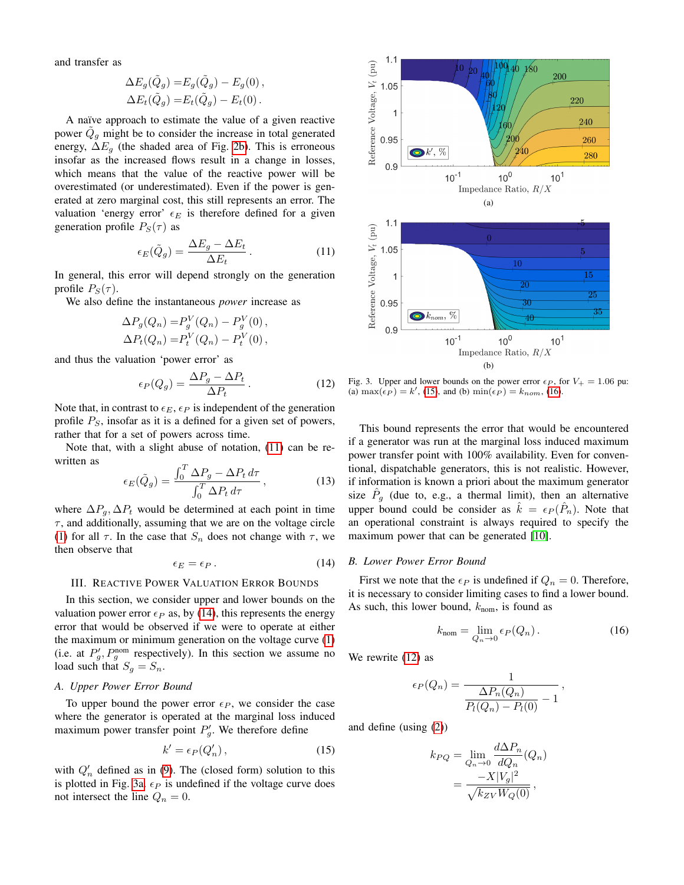and transfer as

$$\Delta E_g(\tilde{Q}_g) = E_g(\tilde{Q}_g) - E_g(0)\,,$$
$$\Delta E_t(\tilde{Q}_g) = E_t(\tilde{Q}_g) - E_t(0)\,.$$

A naïve approach to estimate the value of a given reactive power $\tilde{Q}_g$ might be to consider the increase in total generated energy, $\Delta E_g$ (the shaded area of Fig. 2b). This is erroneous insofar as the increased flows result in a change in losses, which means that the value of the reactive power will be overestimated (or underestimated). Even if the power is generated at zero marginal cost, this still represents an error. The valuation 'energy error' $\epsilon_E$ is therefore defined for a given generation profile $P_S(\tau)$ as

$$\epsilon_E(\tilde{Q}_g) = \frac{\Delta E_g - \Delta E_t}{\Delta E_t}\,. \tag{11}$$

In general, this error will depend strongly on the generation profile $P_S(\tau)$.

We also define the instantaneous *power* increase as

$$\Delta P_g(Q_n) = P_g^V(Q_n) - P_g^V(0)\,,$$
$$\Delta P_t(Q_n) = P_t^V(Q_n) - P_t^V(0)\,,$$

and thus the valuation 'power error' as

$$\epsilon_P(Q_g) = \frac{\Delta P_g - \Delta P_t}{\Delta P_t}\,. \tag{12}$$

Note that, in contrast to $\epsilon_E$, $\epsilon_P$ is independent of the generation profile $P_S$, insofar as it is a defined for a given set of powers, rather that for a set of powers across time.

Note that, with a slight abuse of notation, (11) can be rewritten as

$$\epsilon_E(\tilde{Q}_g) = \frac{\int_0^T \Delta P_g - \Delta P_t \, d\tau}{\int_0^T \Delta P_t \, d\tau}\,, \tag{13}$$

where $\Delta P_g, \Delta P_t$ would be determined at each point in time $\tau$, and additionally, assuming that we are on the voltage circle (1) for all $\tau$. In the case that $S_n$ does not change with $\tau$, we then observe that

$$\epsilon_E = \epsilon_P\,. \tag{14}$$

## III. Reactive Power Valuation Error Bounds

In this section, we consider upper and lower bounds on the valuation power error $\epsilon_P$ as, by (14), this represents the energy error that would be observed if we were to operate at either the maximum or minimum generation on the voltage curve (1) (i.e. at $P_g', P_g^{\text{nom}}$ respectively). In this section we assume no load such that $S_g = S_n$.

### A. Upper Power Error Bound

To upper bound the power error $\epsilon_P$, we consider the case where the generator is operated at the marginal loss induced maximum power transfer point $P_g'$. We therefore define

$$k' = \epsilon_P(Q_n')\,, \tag{15}$$

with $Q_n'$ defined as in (9). The (closed form) solution to this is plotted in Fig. 3a. $\epsilon_P$ is undefined if the voltage curve does not intersect the line $Q_n = 0$.

Fig. 3. Upper and lower bounds on the power error $\epsilon_P$, for $V_+ = 1.06$ pu: (a) $\max(\epsilon_P) = k'$, (15), and (b) $\min(\epsilon_P) = k_{nom}$, (16).

This bound represents the error that would be encountered if a generator was run at the marginal loss induced maximum power transfer point with 100% availability. Even for conventional, dispatchable generators, this is not realistic. However, if information is known a priori about the maximum generator size $\hat{P}_g$ (due to, e.g., a thermal limit), then an alternative upper bound could be consider as $\hat{k} = \epsilon_P(\hat{P}_n)$. Note that an operational constraint is always required to specify the maximum power that can be generated [10].

### B. Lower Power Error Bound

First we note that the $\epsilon_P$ is undefined if $Q_n = 0$. Therefore, it is necessary to consider limiting cases to find a lower bound. As such, this lower bound, $k_{\text{nom}}$, is found as

$$k_{\text{nom}} = \lim_{Q_n \to 0} \epsilon_P(Q_n)\,. \tag{16}$$

We rewrite (12) as

$$\epsilon_P(Q_n) = \frac{1}{\dfrac{\Delta P_n(Q_n)}{P_l(Q_n) - P_l(0)} - 1}\,,$$

and define (using (2))

$$k_{PQ} = \lim_{Q_n \to 0} \frac{d\Delta P_n}{dQ_n}(Q_n)$$
$$= \frac{-X|V_g|^2}{\sqrt{k_{ZV} W_Q(0)}}\,,$$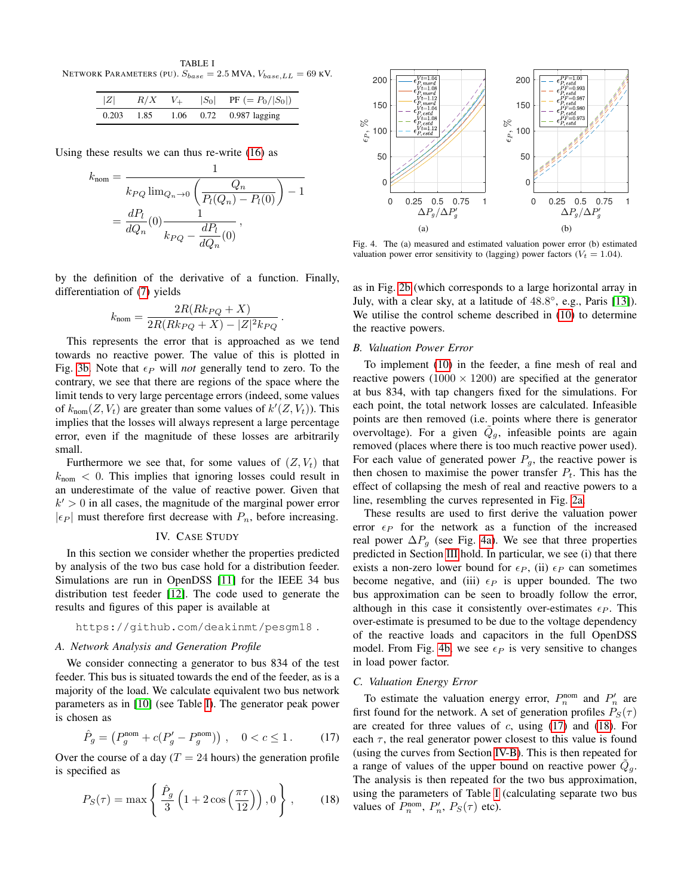TABLE I
NETWORK PARAMETERS (PU). $S_{base} = 2.5$ MVA, $V_{base,LL} = 69$ KV.

| $\|Z\|$ | $R/X$ | $V_+$ | $\|S_0\|$ | PF ($= P_0/\|S_0\|$) |
|---|---|---|---|---|
| 0.203 | 1.85 | 1.06 | 0.72 | 0.987 lagging |

Using these results we can thus re-write (16) as

$$k_{\text{nom}} = \frac{1}{k_{PQ} \lim_{Q_n \to 0} \left( \dfrac{Q_n}{P_l(Q_n) - P_l(0)} \right) - 1}$$
$$= \frac{dP_l}{dQ_n}(0) \frac{1}{k_{PQ} - \dfrac{dP_l}{dQ_n}(0)} ,$$

by the definition of the derivative of a function. Finally, differentiation of (7) yields

$$k_{\text{nom}} = \frac{2R(Rk_{PQ} + X)}{2R(Rk_{PQ} + X) - |Z|^2 k_{PQ}} .$$

This represents the error that is approached as we tend towards no reactive power. The value of this is plotted in Fig. 3b. Note that $\epsilon_P$ will *not* generally tend to zero. To the contrary, we see that there are regions of the space where the limit tends to very large percentage errors (indeed, some values of $k_{\text{nom}}(Z, V_t)$ are greater than some values of $k'(Z, V_t)$). This implies that the losses will always represent a large percentage error, even if the magnitude of these losses are arbitrarily small.

Furthermore we see that, for some values of $(Z, V_t)$ that $k_{\text{nom}} < 0$. This implies that ignoring losses could result in an underestimate of the value of reactive power. Given that $k' > 0$ in all cases, the magnitude of the marginal power error $|\epsilon_P|$ must therefore first decrease with $P_n$, before increasing.

## IV. CASE STUDY

In this section we consider whether the properties predicted by analysis of the two bus case hold for a distribution feeder. Simulations are run in OpenDSS [11] for the IEEE 34 bus distribution test feeder [12]. The code used to generate the results and figures of this paper is available at

```
https://github.com/deakinmt/pesgm18 .
```

### *A. Network Analysis and Generation Profile*

We consider connecting a generator to bus 834 of the test feeder. This bus is situated towards the end of the feeder, as is a majority of the load. We calculate equivalent two bus network parameters as in [10] (see Table I). The generator peak power is chosen as

$$\hat{P}_g = \left( P_g^{\text{nom}} + c(P_g' - P_g^{\text{nom}}) \right) , \quad 0 < c \leq 1 . \tag{17}$$

Over the course of a day ($T = 24$ hours) the generation profile is specified as

$$P_S(\tau) = \max \left\{ \frac{\hat{P}_g}{3} \left( 1 + 2\cos\left( \frac{\pi \tau}{12} \right) \right), 0 \right\} , \tag{18}$$

Fig. 4. The (a) measured and estimated valuation power error (b) estimated valuation power error sensitivity to (lagging) power factors ($V_t = 1.04$).

as in Fig. 2b (which corresponds to a large horizontal array in July, with a clear sky, at a latitude of 48.8°, e.g., Paris [13]). We utilise the control scheme described in (10) to determine the reactive powers.

### *B. Valuation Power Error*

To implement (10) in the feeder, a fine mesh of real and reactive powers ($1000 \times 1200$) are specified at the generator at bus 834, with tap changers fixed for the simulations. For each point, the total network losses are calculated. Infeasible points are then removed (i.e. points where there is generator overvoltage). For a given $\tilde{Q}_g$, infeasible points are again removed (places where there is too much reactive power used). For each value of generated power $P_g$, the reactive power is then chosen to maximise the power transfer $P_t$. This has the effect of collapsing the mesh of real and reactive powers to a line, resembling the curves represented in Fig. 2a.

These results are used to first derive the valuation power error $\epsilon_P$ for the network as a function of the increased real power $\Delta P_g$ (see Fig. 4a). We see that three properties predicted in Section III hold. In particular, we see (i) that there exists a non-zero lower bound for $\epsilon_P$, (ii) $\epsilon_P$ can sometimes become negative, and (iii) $\epsilon_P$ is upper bounded. The two bus approximation can be seen to broadly follow the error, although in this case it consistently over-estimates $\epsilon_P$. This over-estimate is presumed to be due to the voltage dependency of the reactive loads and capacitors in the full OpenDSS model. From Fig. 4b we see $\epsilon_P$ is very sensitive to changes in load power factor.

### *C. Valuation Energy Error*

To estimate the valuation energy error, $P_n^{\text{nom}}$ and $P_n'$ are first found for the network. A set of generation profiles $P_S(\tau)$ are created for three values of $c$, using (17) and (18). For each $\tau$, the real generator power closest to this value is found (using the curves from Section IV-B). This is then repeated for a range of values of the upper bound on reactive power $\tilde{Q}_g$. The analysis is then repeated for the two bus approximation, using the parameters of Table I (calculating separate two bus values of $P_n^{\text{nom}}$, $P_n'$, $P_S(\tau)$ etc).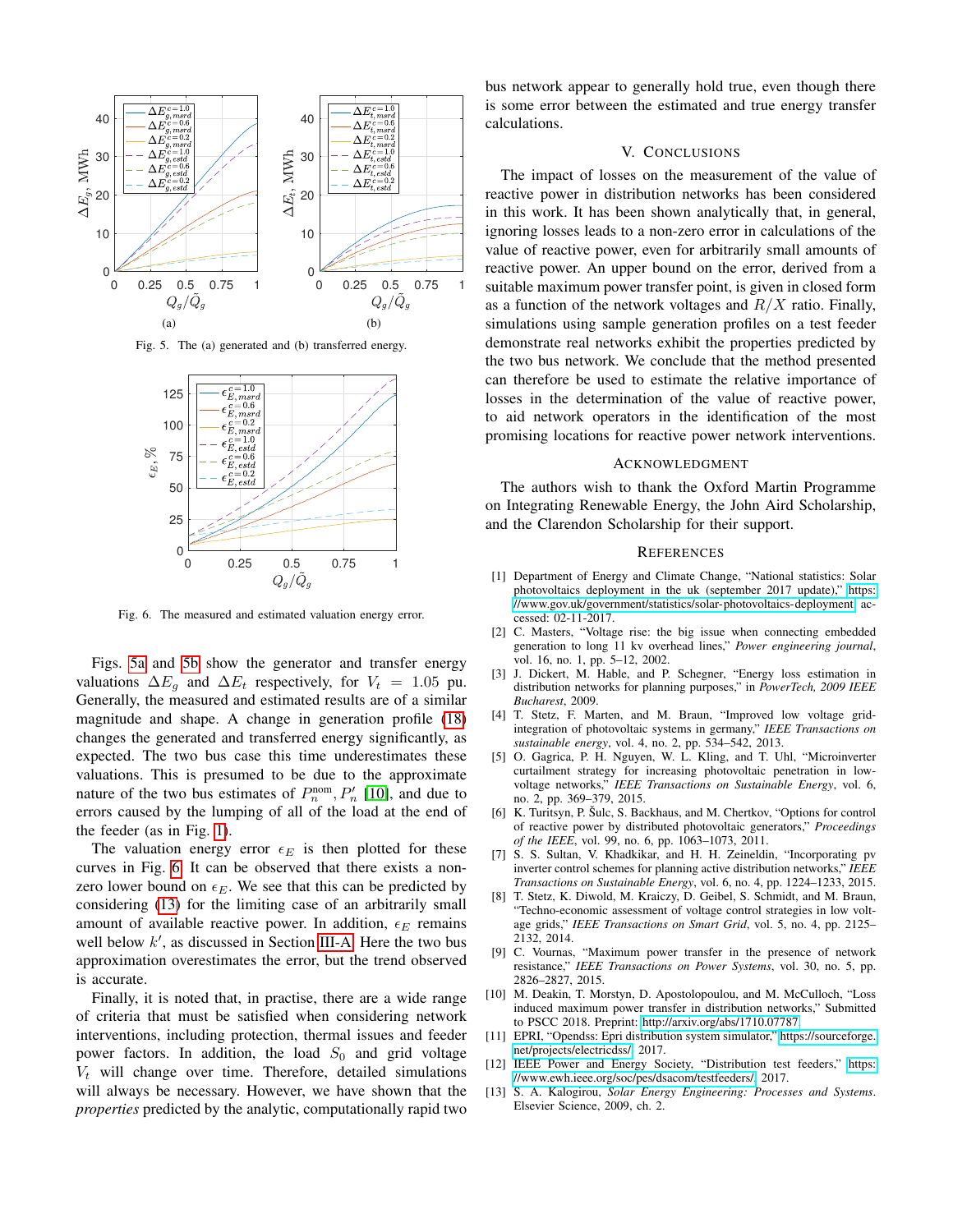$\Delta E_{g,msrd}^{c=1.0}$
$\Delta E_{g,msrd}^{c=0.6}$
$\Delta E_{g,msrd}^{c=0.2}$
$\Delta E_{g,estd}^{c=1.0}$
$\Delta E_{g,estd}^{c=0.6}$
$\Delta E_{g,estd}^{c=0.2}$

$\Delta E_g$, MWh

0 10 20 30 40

0 0.25 0.5 0.75 1

$Q_g/\tilde{Q}_g$

(a)

$\Delta E_{t,msrd}^{c=1.0}$
$\Delta E_{t,msrd}^{c=0.6}$
$\Delta E_{t,msrd}^{c=0.2}$
$\Delta E_{t,estd}^{c=1.0}$
$\Delta E_{t,estd}^{c=0.6}$
$\Delta E_{t,estd}^{c=0.2}$

$\Delta E_t$, MWh

0 10 20 30 40

0 0.25 0.5 0.75 1

$Q_g/\tilde{Q}_g$

(b)

Fig. 5. The (a) generated and (b) transferred energy.

$\epsilon_{E,msrd}^{c=1.0}$
$\epsilon_{E,msrd}^{c=0.6}$
$\epsilon_{E,msrd}^{c=0.2}$
$\epsilon_{E,estd}^{c=1.0}$
$\epsilon_{E,estd}^{c=0.6}$
$\epsilon_{E,estd}^{c=0.2}$

$\epsilon_E$, %

0 25 50 75 100 125

0 0.25 0.5 0.75 1

$Q_g/\tilde{Q}_g$

Fig. 6. The measured and estimated valuation energy error.

Figs. 5a and 5b show the generator and transfer energy valuations $\Delta E_g$ and $\Delta E_t$ respectively, for $V_t = 1.05$ pu. Generally, the measured and estimated results are of a similar magnitude and shape. A change in generation profile (18) changes the generated and transferred energy significantly, as expected. The two bus case this time underestimates these valuations. This is presumed to be due to the approximate nature of the two bus estimates of $P_n^{\text{nom}}, P_n'$ [10], and due to errors caused by the lumping of all of the load at the end of the feeder (as in Fig. 1).

The valuation energy error $\epsilon_E$ is then plotted for these curves in Fig. 6. It can be observed that there exists a non-zero lower bound on $\epsilon_E$. We see that this can be predicted by considering (13) for the limiting case of an arbitrarily small amount of available reactive power. In addition, $\epsilon_E$ remains well below $k'$, as discussed in Section III-A. Here the two bus approximation overestimates the error, but the trend observed is accurate.

Finally, it is noted that, in practise, there are a wide range of criteria that must be satisfied when considering network interventions, including protection, thermal issues and feeder power factors. In addition, the load $S_0$ and grid voltage $V_t$ will change over time. Therefore, detailed simulations will always be necessary. However, we have shown that the *properties* predicted by the analytic, computationally rapid two bus network appear to generally hold true, even though there is some error between the estimated and true energy transfer calculations.

## V. Conclusions

The impact of losses on the measurement of the value of reactive power in distribution networks has been considered in this work. It has been shown analytically that, in general, ignoring losses leads to a non-zero error in calculations of the value of reactive power, even for arbitrarily small amounts of reactive power. An upper bound on the error, derived from a suitable maximum power transfer point, is given in closed form as a function of the network voltages and $R/X$ ratio. Finally, simulations using sample generation profiles on a test feeder demonstrate real networks exhibit the properties predicted by the two bus network. We conclude that the method presented can therefore be used to estimate the relative importance of losses in the determination of the value of reactive power, to aid network operators in the identification of the most promising locations for reactive power network interventions.

## Acknowledgment

The authors wish to thank the Oxford Martin Programme on Integrating Renewable Energy, the John Aird Scholarship, and the Clarendon Scholarship for their support.

## References

[1] Department of Energy and Climate Change, "National statistics: Solar photovoltaics deployment in the uk (september 2017 update)," https://www.gov.uk/government/statistics/solar-photovoltaics-deployment, accessed: 02-11-2017.

[2] C. Masters, "Voltage rise: the big issue when connecting embedded generation to long 11 kv overhead lines," *Power engineering journal*, vol. 16, no. 1, pp. 5–12, 2002.

[3] J. Dickert, M. Hable, and P. Schegner, "Energy loss estimation in distribution networks for planning purposes," in *PowerTech, 2009 IEEE Bucharest*, 2009.

[4] T. Stetz, F. Marten, and M. Braun, "Improved low voltage grid-integration of photovoltaic systems in germany," *IEEE Transactions on sustainable energy*, vol. 4, no. 2, pp. 534–542, 2013.

[5] O. Gagrica, P. H. Nguyen, W. L. Kling, and T. Uhl, "Microinverter curtailment strategy for increasing photovoltaic penetration in low-voltage networks," *IEEE Transactions on Sustainable Energy*, vol. 6, no. 2, pp. 369–379, 2015.

[6] K. Turitsyn, P. Šulc, S. Backhaus, and M. Chertkov, "Options for control of reactive power by distributed photovoltaic generators," *Proceedings of the IEEE*, vol. 99, no. 6, pp. 1063–1073, 2011.

[7] S. S. Sultan, V. Khadkikar, and H. H. Zeineldin, "Incorporating pv inverter control schemes for planning active distribution networks," *IEEE Transactions on Sustainable Energy*, vol. 6, no. 4, pp. 1224–1233, 2015.

[8] T. Stetz, K. Diwold, M. Kraiczy, D. Geibel, S. Schmidt, and M. Braun, "Techno-economic assessment of voltage control strategies in low voltage grids," *IEEE Transactions on Smart Grid*, vol. 5, no. 4, pp. 2125–2132, 2014.

[9] C. Vournas, "Maximum power transfer in the presence of network resistance," *IEEE Transactions on Power Systems*, vol. 30, no. 5, pp. 2826–2827, 2015.

[10] M. Deakin, T. Morstyn, D. Apostolopoulou, and M. McCulloch, "Loss induced maximum power transfer in distribution networks," Submitted to PSCC 2018. Preprint: http://arxiv.org/abs/1710.07787

[11] EPRI, "Opendss: Epri distribution system simulator," https://sourceforge.net/projects/electricdss/, 2017.

[12] IEEE Power and Energy Society, "Distribution test feeders," https://www.ewh.ieee.org/soc/pes/dsacom/testfeeders/, 2017.

[13] S. A. Kalogirou, *Solar Energy Engineering: Processes and Systems*. Elsevier Science, 2009, ch. 2.